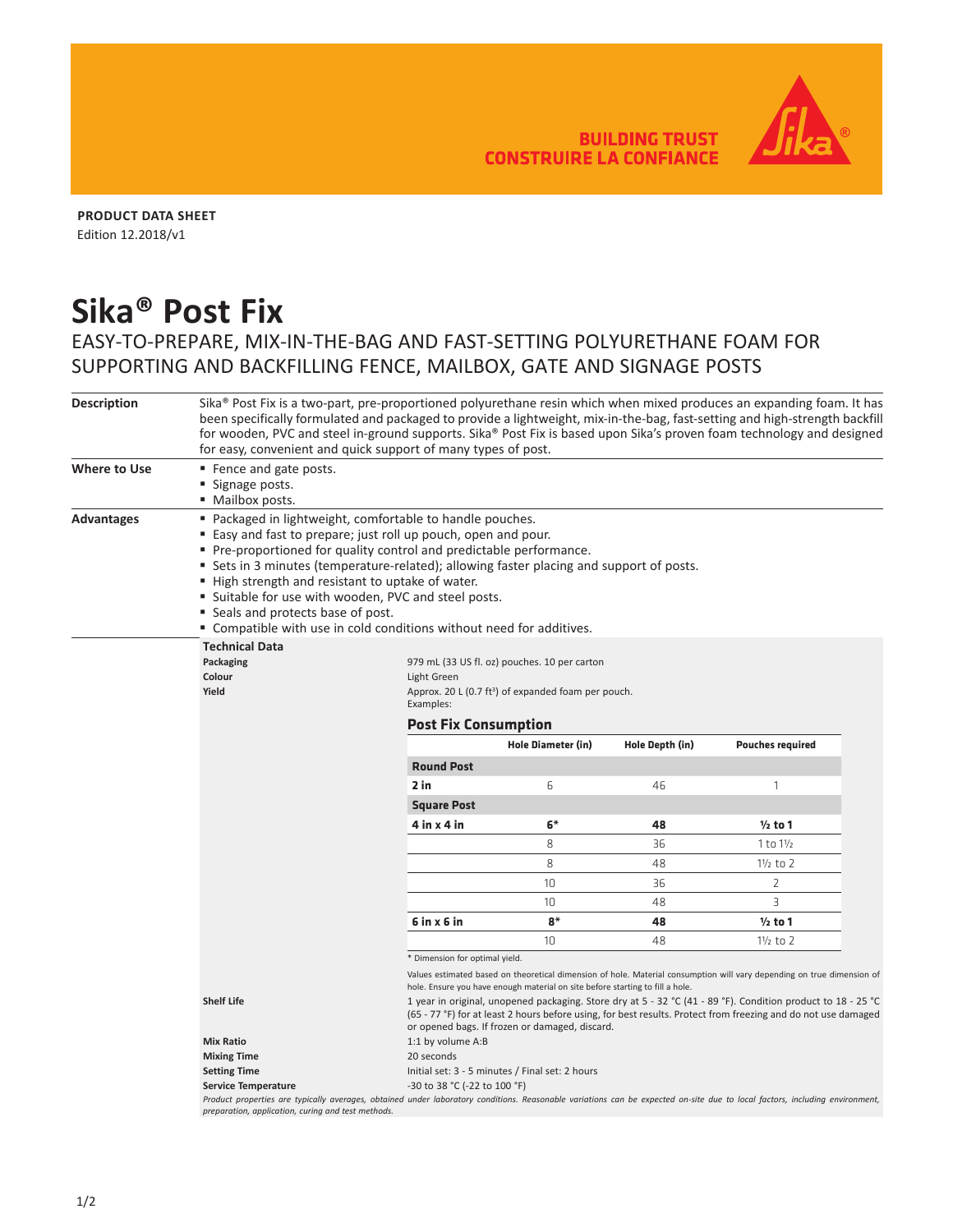BUILDING TRUST
CONSTRUIRE LA CONFIANCE

**PRODUCT DATA SHEET**
Edition 12.2018/v1

# Sika® Post Fix

EASY-TO-PREPARE, MIX-IN-THE-BAG AND FAST-SETTING POLYURETHANE FOAM FOR SUPPORTING AND BACKFILLING FENCE, MAILBOX, GATE AND SIGNAGE POSTS

## Description

Sika® Post Fix is a two-part, pre-proportioned polyurethane resin which when mixed produces an expanding foam. It has been specifically formulated and packaged to provide a lightweight, mix-in-the-bag, fast-setting and high-strength backfill for wooden, PVC and steel in-ground supports. Sika® Post Fix is based upon Sika's proven foam technology and designed for easy, convenient and quick support of many types of post.

## Where to Use

- Fence and gate posts.
- Signage posts.
- Mailbox posts.

## Advantages

- Packaged in lightweight, comfortable to handle pouches.
- Easy and fast to prepare; just roll up pouch, open and pour.
- Pre-proportioned for quality control and predictable performance.
- Sets in 3 minutes (temperature-related); allowing faster placing and support of posts.
- High strength and resistant to uptake of water.
- Suitable for use with wooden, PVC and steel posts.
- Seals and protects base of post.
- Compatible with use in cold conditions without need for additives.

## Technical Data

**Packaging**
979 mL (33 US fl. oz) pouches. 10 per carton

**Colour**
Light Green

**Yield**
Approx. 20 L (0.7 ft³) of expanded foam per pouch.
Examples:

### Post Fix Consumption

| | Hole Diameter (in) | Hole Depth (in) | Pouches required |
|---|---|---|---|
| **Round Post** | | | |
| **2 in** | 6 | 46 | 1 |
| **Square Post** | | | |
| **4 in x 4 in** | **6*** | **48** | **½ to 1** |
| | 8 | 36 | 1 to 1½ |
| | 8 | 48 | 1½ to 2 |
| | 10 | 36 | 2 |
| | 10 | 48 | 3 |
| **6 in x 6 in** | **8*** | **48** | **½ to 1** |
| | 10 | 48 | 1½ to 2 |

\* Dimension for optimal yield.

Values estimated based on theoretical dimension of hole. Material consumption will vary depending on true dimension of hole. Ensure you have enough material on site before starting to fill a hole.

**Shelf Life**
1 year in original, unopened packaging. Store dry at 5 - 32 °C (41 - 89 °F). Condition product to 18 - 25 °C (65 - 77 °F) for at least 2 hours before using, for best results. Protect from freezing and do not use damaged or opened bags. If frozen or damaged, discard.

**Mix Ratio**
1:1 by volume A:B

**Mixing Time**
20 seconds

**Setting Time**
Initial set: 3 - 5 minutes / Final set: 2 hours

**Service Temperature**
-30 to 38 °C (-22 to 100 °F)

*Product properties are typically averages, obtained under laboratory conditions. Reasonable variations can be expected on-site due to local factors, including environment, preparation, application, curing and test methods.*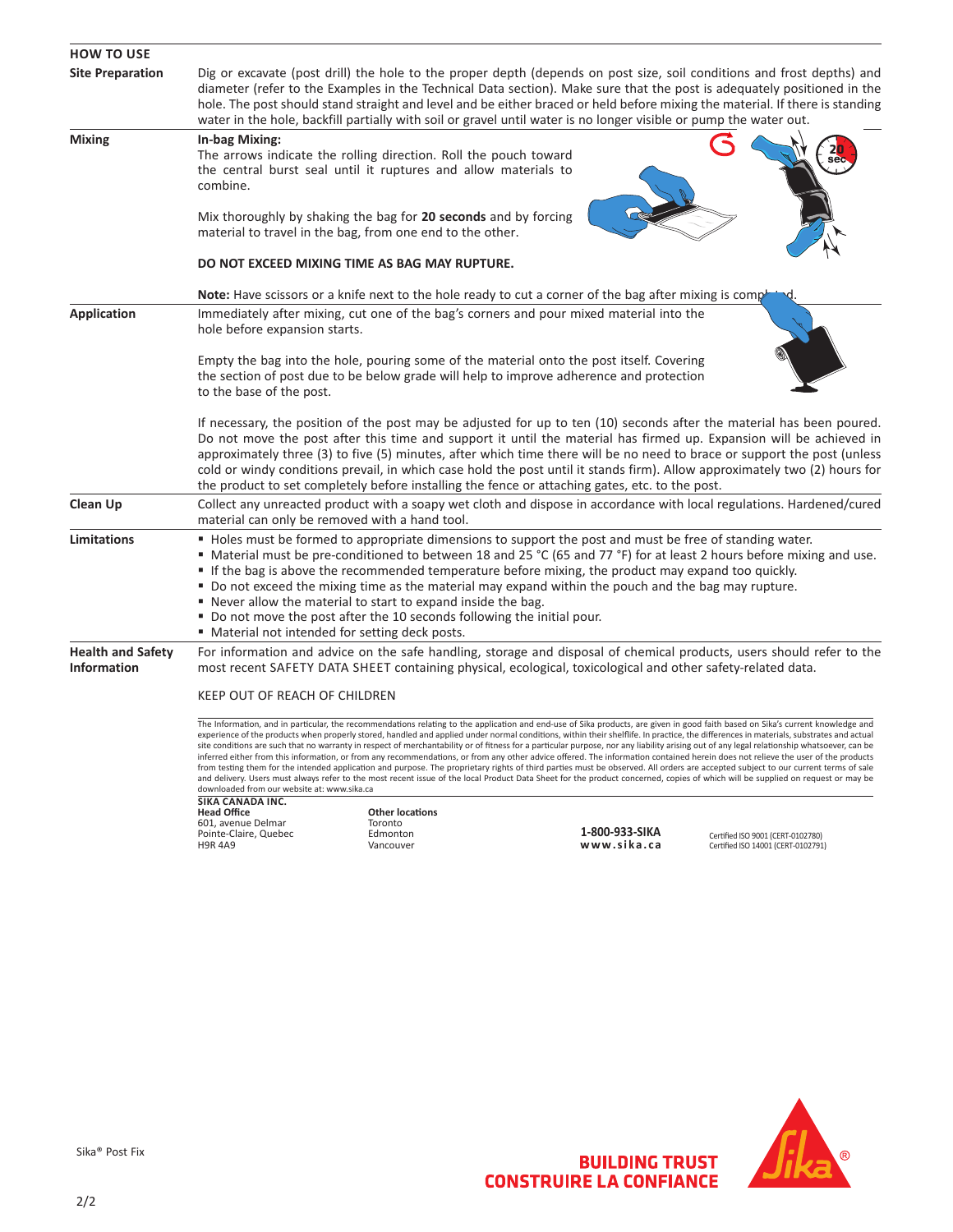## HOW TO USE

**Site Preparation**

Dig or excavate (post drill) the hole to the proper depth (depends on post size, soil conditions and frost depths) and diameter (refer to the Examples in the Technical Data section). Make sure that the post is adequately positioned in the hole. The post should stand straight and level and be either braced or held before mixing the material. If there is standing water in the hole, backfill partially with soil or gravel until water is no longer visible or pump the water out.

**Mixing**

**In-bag Mixing:**
The arrows indicate the rolling direction. Roll the pouch toward the central burst seal until it ruptures and allow materials to combine.

Mix thoroughly by shaking the bag for **20 seconds** and by forcing material to travel in the bag, from one end to the other.

**DO NOT EXCEED MIXING TIME AS BAG MAY RUPTURE.**

**Note:** Have scissors or a knife next to the hole ready to cut a corner of the bag after mixing is completed.

**Application**

Immediately after mixing, cut one of the bag's corners and pour mixed material into the hole before expansion starts.

Empty the bag into the hole, pouring some of the material onto the post itself. Covering the section of post due to be below grade will help to improve adherence and protection to the base of the post.

If necessary, the position of the post may be adjusted for up to ten (10) seconds after the material has been poured. Do not move the post after this time and support it until the material has firmed up. Expansion will be achieved in approximately three (3) to five (5) minutes, after which time there will be no need to brace or support the post (unless cold or windy conditions prevail, in which case hold the post until it stands firm). Allow approximately two (2) hours for the product to set completely before installing the fence or attaching gates, etc. to the post.

**Clean Up**

Collect any unreacted product with a soapy wet cloth and dispose in accordance with local regulations. Hardened/cured material can only be removed with a hand tool.

**Limitations**

- Holes must be formed to appropriate dimensions to support the post and must be free of standing water.
- Material must be pre-conditioned to between 18 and 25 °C (65 and 77 °F) for at least 2 hours before mixing and use.
- If the bag is above the recommended temperature before mixing, the product may expand too quickly.
- Do not exceed the mixing time as the material may expand within the pouch and the bag may rupture.
- Never allow the material to start to expand inside the bag.
- Do not move the post after the 10 seconds following the initial pour.
- Material not intended for setting deck posts.

**Health and Safety Information**

For information and advice on the safe handling, storage and disposal of chemical products, users should refer to the most recent SAFETY DATA SHEET containing physical, ecological, toxicological and other safety-related data.

KEEP OUT OF REACH OF CHILDREN

The Information, and in particular, the recommendations relating to the application and end-use of Sika products, are given in good faith based on Sika's current knowledge and experience of the products when properly stored, handled and applied under normal conditions, within their shelflife. In practice, the differences in materials, substrates and actual site conditions are such that no warranty in respect of merchantability or of fitness for a particular purpose, nor any liability arising out of any legal relationship whatsoever, can be inferred either from this information, or from any recommendations, or from any other advice offered. The information contained herein does not relieve the user of the products from testing them for the intended application and purpose. The proprietary rights of third parties must be observed. All orders are accepted subject to our current terms of sale and delivery. Users must always refer to the most recent issue of the local Product Data Sheet for the product concerned, copies of which will be supplied on request or may be downloaded from our website at: www.sika.ca

**SIKA CANADA INC.**
**Head Office**
601, avenue Delmar
Pointe-Claire, Quebec
H9R 4A9

**Other locations**
Toronto
Edmonton
Vancouver

1-800-933-SIKA
www.sika.ca

Certified ISO 9001 (CERT-0102780)
Certified ISO 14001 (CERT-0102791)

Sika® Post Fix

**BUILDING TRUST**
**CONSTRUIRE LA CONFIANCE**